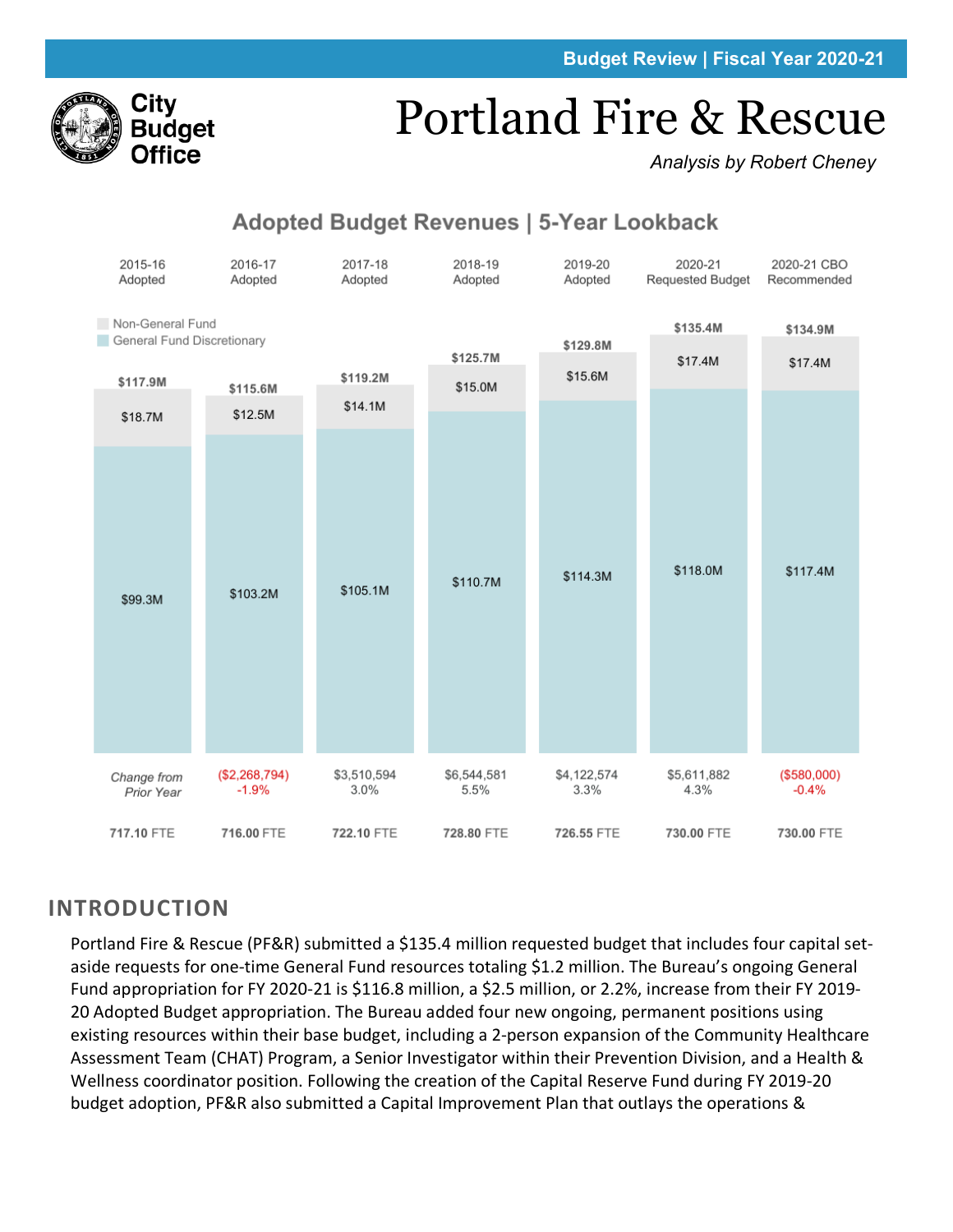Budget Review | Fiscal Year 2020-21

City Budget Office

# Portland Fire & Rescue

*Analysis by Robert Cheney*

## Adopted Budget Revenues | 5-Year Lookback

| | 2015-16 Adopted | 2016-17 Adopted | 2017-18 Adopted | 2018-19 Adopted | 2019-20 Adopted | 2020-21 Requested Budget | 2020-21 CBO Recommended |
|---|---|---|---|---|---|---|---|
| Total | $117.9M | $115.6M | $119.2M | $125.7M | $129.8M | $135.4M | $134.9M |
| Non-General Fund | $18.7M | $12.5M | $14.1M | $15.0M | $15.6M | $17.4M | $17.4M |
| General Fund Discretionary | $99.3M | $103.2M | $105.1M | $110.7M | $114.3M | $118.0M | $117.4M |
| *Change from Prior Year* | | ($2,268,794) -1.9% | $3,510,594 3.0% | $6,544,581 5.5% | $4,122,574 3.3% | $5,611,882 4.3% | ($580,000) -0.4% |
| FTE | 717.10 FTE | 716.00 FTE | 722.10 FTE | 728.80 FTE | 726.55 FTE | 730.00 FTE | 730.00 FTE |

## INTRODUCTION

Portland Fire & Rescue (PF&R) submitted a $135.4 million requested budget that includes four capital set-aside requests for one-time General Fund resources totaling $1.2 million. The Bureau's ongoing General Fund appropriation for FY 2020-21 is $116.8 million, a $2.5 million, or 2.2%, increase from their FY 2019-20 Adopted Budget appropriation. The Bureau added four new ongoing, permanent positions using existing resources within their base budget, including a 2-person expansion of the Community Healthcare Assessment Team (CHAT) Program, a Senior Investigator within their Prevention Division, and a Health & Wellness coordinator position. Following the creation of the Capital Reserve Fund during FY 2019-20 budget adoption, PF&R also submitted a Capital Improvement Plan that outlays the operations &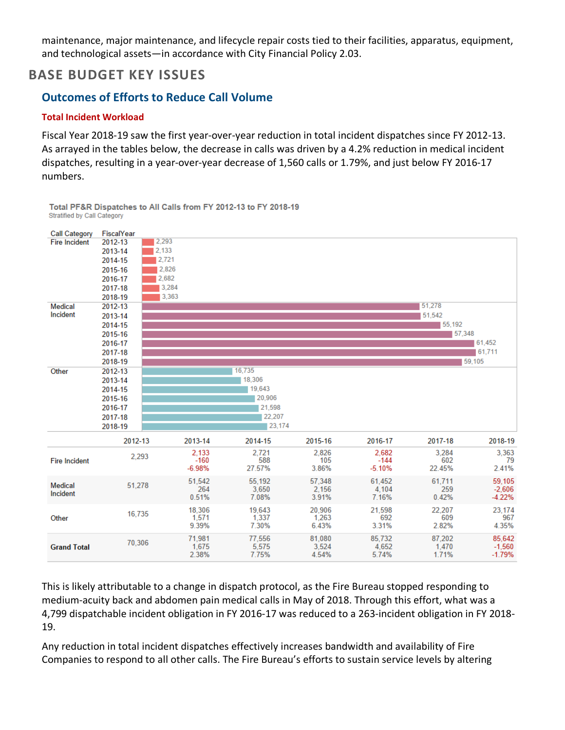maintenance, major maintenance, and lifecycle repair costs tied to their facilities, apparatus, equipment, and technological assets—in accordance with City Financial Policy 2.03.

## BASE BUDGET KEY ISSUES

### Outcomes of Efforts to Reduce Call Volume

#### Total Incident Workload

Fiscal Year 2018-19 saw the first year-over-year reduction in total incident dispatches since FY 2012-13. As arrayed in the tables below, the decrease in calls was driven by a 4.2% reduction in medical incident dispatches, resulting in a year-over-year decrease of 1,560 calls or 1.79%, and just below FY 2016-17 numbers.

**Total PF&R Dispatches to All Calls from FY 2012-13 to FY 2018-19**
Stratified by Call Category

| Call Category | FiscalYear | Dispatches |
|---|---|---|
| Fire Incident | 2012-13 | 2,293 |
| | 2013-14 | 2,133 |
| | 2014-15 | 2,721 |
| | 2015-16 | 2,826 |
| | 2016-17 | 2,682 |
| | 2017-18 | 3,284 |
| | 2018-19 | 3,363 |
| Medical Incident | 2012-13 | 51,278 |
| | 2013-14 | 51,542 |
| | 2014-15 | 55,192 |
| | 2015-16 | 57,348 |
| | 2016-17 | 61,452 |
| | 2017-18 | 61,711 |
| | 2018-19 | 59,105 |
| Other | 2012-13 | 16,735 |
| | 2013-14 | 18,306 |
| | 2014-15 | 19,643 |
| | 2015-16 | 20,906 |
| | 2016-17 | 21,598 |
| | 2017-18 | 22,207 |
| | 2018-19 | 23,174 |

| | 2012-13 | 2013-14 | 2014-15 | 2015-16 | 2016-17 | 2017-18 | 2018-19 |
|---|---|---|---|---|---|---|---|
| Fire Incident | 2,293 | 2,133<br>-160<br>-6.98% | 2,721<br>588<br>27.57% | 2,826<br>105<br>3.86% | 2,682<br>-144<br>-5.10% | 3,284<br>602<br>22.45% | 3,363<br>79<br>2.41% |
| Medical Incident | 51,278 | 51,542<br>264<br>0.51% | 55,192<br>3,650<br>7.08% | 57,348<br>2,156<br>3.91% | 61,452<br>4,104<br>7.16% | 61,711<br>259<br>0.42% | 59,105<br>-2,606<br>-4.22% |
| Other | 16,735 | 18,306<br>1,571<br>9.39% | 19,643<br>1,337<br>7.30% | 20,906<br>1,263<br>6.43% | 21,598<br>692<br>3.31% | 22,207<br>609<br>2.82% | 23,174<br>967<br>4.35% |
| **Grand Total** | 70,306 | 71,981<br>1,675<br>2.38% | 77,556<br>5,575<br>7.75% | 81,080<br>3,524<br>4.54% | 85,732<br>4,652<br>5.74% | 87,202<br>1,470<br>1.71% | 85,642<br>-1,560<br>-1.79% |

This is likely attributable to a change in dispatch protocol, as the Fire Bureau stopped responding to medium-acuity back and abdomen pain medical calls in May of 2018. Through this effort, what was a 4,799 dispatchable incident obligation in FY 2016-17 was reduced to a 263-incident obligation in FY 2018-19.

Any reduction in total incident dispatches effectively increases bandwidth and availability of Fire Companies to respond to all other calls. The Fire Bureau's efforts to sustain service levels by altering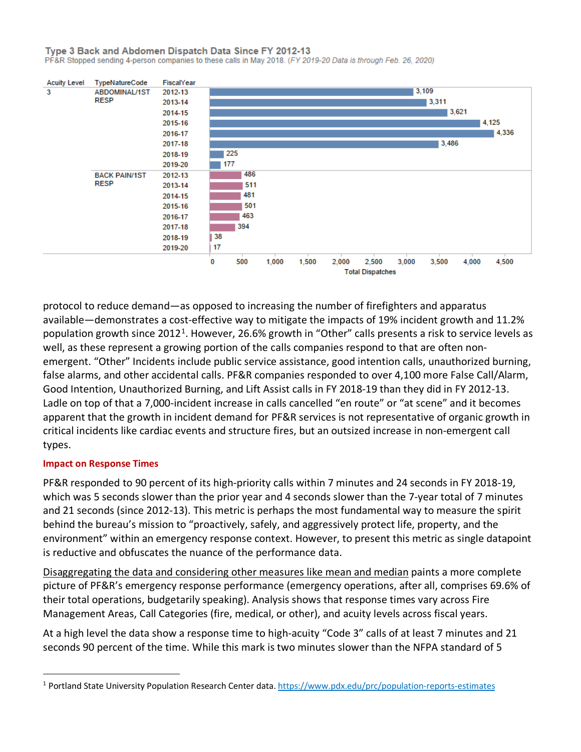**Type 3 Back and Abdomen Dispatch Data Since FY 2012-13**

PF&R Stopped sending 4-person companies to these calls in May 2018. *(FY 2019-20 Data is through Feb. 26, 2020)*

| Acuity Level | TypeNatureCode | FiscalYear | Total Dispatches |
|---|---|---|---|
| 3 | ABDOMINAL/1ST RESP | 2012-13 | 3,109 |
| | | 2013-14 | 3,311 |
| | | 2014-15 | 3,621 |
| | | 2015-16 | 4,125 |
| | | 2016-17 | 4,336 |
| | | 2017-18 | 3,486 |
| | | 2018-19 | 225 |
| | | 2019-20 | 177 |
| | BACK PAIN/1ST RESP | 2012-13 | 486 |
| | | 2013-14 | 511 |
| | | 2014-15 | 481 |
| | | 2015-16 | 501 |
| | | 2016-17 | 463 |
| | | 2017-18 | 394 |
| | | 2018-19 | 38 |
| | | 2019-20 | 17 |

protocol to reduce demand—as opposed to increasing the number of firefighters and apparatus available—demonstrates a cost-effective way to mitigate the impacts of 19% incident growth and 11.2% population growth since 2012[1]. However, 26.6% growth in "Other" calls presents a risk to service levels as well, as these represent a growing portion of the calls companies respond to that are often non-emergent. "Other" Incidents include public service assistance, good intention calls, unauthorized burning, false alarms, and other accidental calls. PF&R companies responded to over 4,100 more False Call/Alarm, Good Intention, Unauthorized Burning, and Lift Assist calls in FY 2018-19 than they did in FY 2012-13. Ladle on top of that a 7,000-incident increase in calls cancelled "en route" or "at scene" and it becomes apparent that the growth in incident demand for PF&R services is not representative of organic growth in critical incidents like cardiac events and structure fires, but an outsized increase in non-emergent call types.

### Impact on Response Times

PF&R responded to 90 percent of its high-priority calls within 7 minutes and 24 seconds in FY 2018-19, which was 5 seconds slower than the prior year and 4 seconds slower than the 7-year total of 7 minutes and 21 seconds (since 2012-13). This metric is perhaps the most fundamental way to measure the spirit behind the bureau's mission to "proactively, safely, and aggressively protect life, property, and the environment" within an emergency response context. However, to present this metric as single datapoint is reductive and obfuscates the nuance of the performance data.

Disaggregating the data and considering other measures like mean and median paints a more complete picture of PF&R's emergency response performance (emergency operations, after all, comprises 69.6% of their total operations, budgetarily speaking). Analysis shows that response times vary across Fire Management Areas, Call Categories (fire, medical, or other), and acuity levels across fiscal years.

At a high level the data show a response time to high-acuity "Code 3" calls of at least 7 minutes and 21 seconds 90 percent of the time. While this mark is two minutes slower than the NFPA standard of 5

[1] Portland State University Population Research Center data. https://www.pdx.edu/prc/population-reports-estimates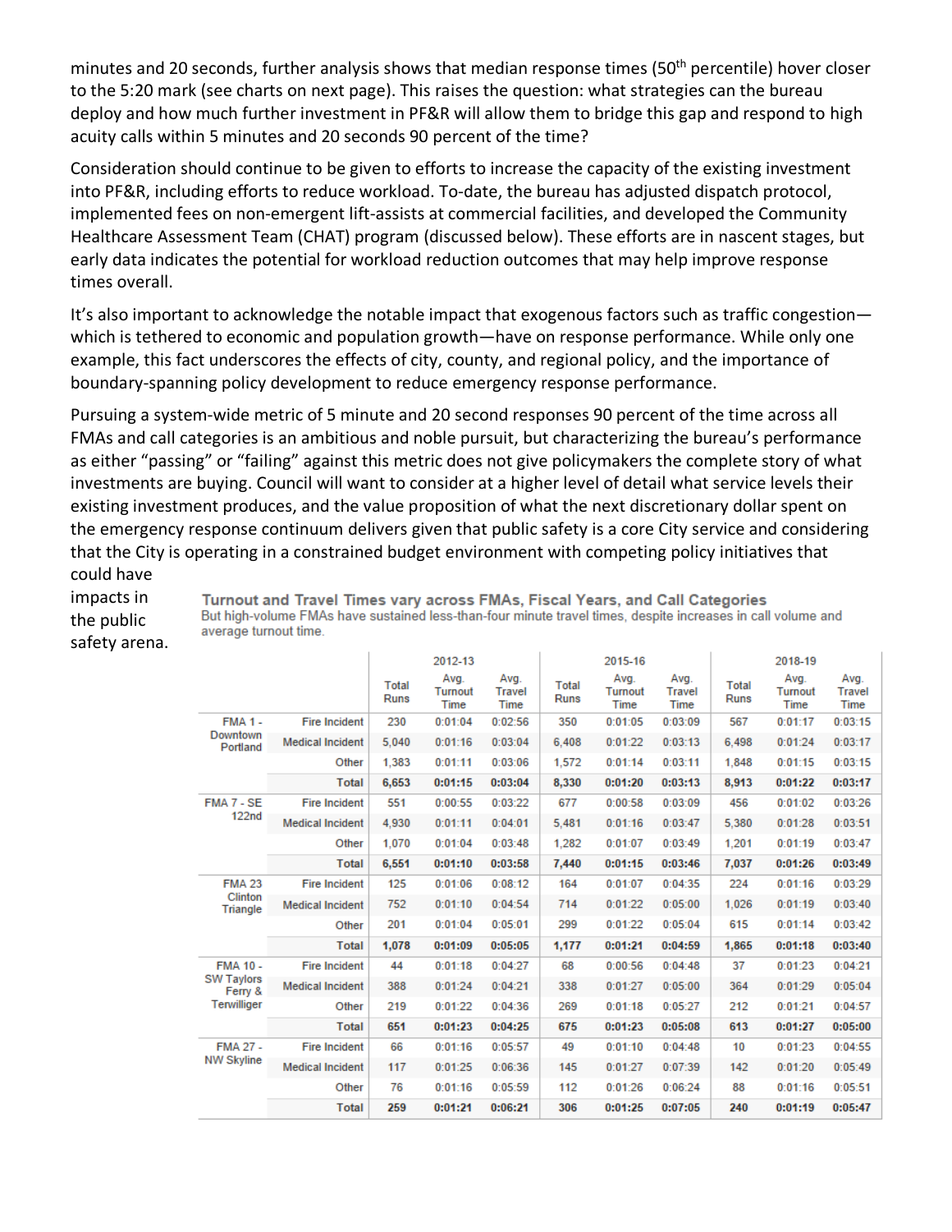minutes and 20 seconds, further analysis shows that median response times (50th percentile) hover closer to the 5:20 mark (see charts on next page). This raises the question: what strategies can the bureau deploy and how much further investment in PF&R will allow them to bridge this gap and respond to high acuity calls within 5 minutes and 20 seconds 90 percent of the time?

Consideration should continue to be given to efforts to increase the capacity of the existing investment into PF&R, including efforts to reduce workload. To-date, the bureau has adjusted dispatch protocol, implemented fees on non-emergent lift-assists at commercial facilities, and developed the Community Healthcare Assessment Team (CHAT) program (discussed below). These efforts are in nascent stages, but early data indicates the potential for workload reduction outcomes that may help improve response times overall.

It's also important to acknowledge the notable impact that exogenous factors such as traffic congestion—which is tethered to economic and population growth—have on response performance. While only one example, this fact underscores the effects of city, county, and regional policy, and the importance of boundary-spanning policy development to reduce emergency response performance.

Pursuing a system-wide metric of 5 minute and 20 second responses 90 percent of the time across all FMAs and call categories is an ambitious and noble pursuit, but characterizing the bureau's performance as either "passing" or "failing" against this metric does not give policymakers the complete story of what investments are buying. Council will want to consider at a higher level of detail what service levels their existing investment produces, and the value proposition of what the next discretionary dollar spent on the emergency response continuum delivers given that public safety is a core City service and considering that the City is operating in a constrained budget environment with competing policy initiatives that could have impacts in the public safety arena.

**Turnout and Travel Times vary across FMAs, Fiscal Years, and Call Categories**

But high-volume FMAs have sustained less-than-four minute travel times, despite increases in call volume and average turnout time.

| | | 2012-13 | | | 2015-16 | | | 2018-19 | | |
|---|---|---|---|---|---|---|---|---|---|---|
| | | Total Runs | Avg. Turnout Time | Avg. Travel Time | Total Runs | Avg. Turnout Time | Avg. Travel Time | Total Runs | Avg. Turnout Time | Avg. Travel Time |
| FMA 1 - Downtown Portland | Fire Incident | 230 | 0:01:04 | 0:02:56 | 350 | 0:01:05 | 0:03:09 | 567 | 0:01:17 | 0:03:15 |
| | Medical Incident | 5,040 | 0:01:16 | 0:03:04 | 6,408 | 0:01:22 | 0:03:13 | 6,498 | 0:01:24 | 0:03:17 |
| | Other | 1,383 | 0:01:11 | 0:03:06 | 1,572 | 0:01:14 | 0:03:11 | 1,848 | 0:01:15 | 0:03:15 |
| | **Total** | **6,653** | **0:01:15** | **0:03:04** | **8,330** | **0:01:20** | **0:03:13** | **8,913** | **0:01:22** | **0:03:17** |
| FMA 7 - SE 122nd | Fire Incident | 551 | 0:00:55 | 0:03:22 | 677 | 0:00:58 | 0:03:09 | 456 | 0:01:02 | 0:03:26 |
| | Medical Incident | 4,930 | 0:01:11 | 0:04:01 | 5,481 | 0:01:16 | 0:03:47 | 5,380 | 0:01:28 | 0:03:51 |
| | Other | 1,070 | 0:01:04 | 0:03:48 | 1,282 | 0:01:07 | 0:03:49 | 1,201 | 0:01:19 | 0:03:47 |
| | **Total** | **6,551** | **0:01:10** | **0:03:58** | **7,440** | **0:01:15** | **0:03:46** | **7,037** | **0:01:26** | **0:03:49** |
| FMA 23 Clinton Triangle | Fire Incident | 125 | 0:01:06 | 0:08:12 | 164 | 0:01:07 | 0:04:35 | 224 | 0:01:16 | 0:03:29 |
| | Medical Incident | 752 | 0:01:10 | 0:04:54 | 714 | 0:01:22 | 0:05:00 | 1,026 | 0:01:19 | 0:03:40 |
| | Other | 201 | 0:01:04 | 0:05:01 | 299 | 0:01:22 | 0:05:04 | 615 | 0:01:14 | 0:03:42 |
| | **Total** | **1,078** | **0:01:09** | **0:05:05** | **1,177** | **0:01:21** | **0:04:59** | **1,865** | **0:01:18** | **0:03:40** |
| FMA 10 - SW Taylors Ferry & Terwilliger | Fire Incident | 44 | 0:01:18 | 0:04:27 | 68 | 0:00:56 | 0:04:48 | 37 | 0:01:23 | 0:04:21 |
| | Medical Incident | 388 | 0:01:24 | 0:04:21 | 338 | 0:01:27 | 0:05:00 | 364 | 0:01:29 | 0:05:04 |
| | Other | 219 | 0:01:22 | 0:04:36 | 269 | 0:01:18 | 0:05:27 | 212 | 0:01:21 | 0:04:57 |
| | **Total** | **651** | **0:01:23** | **0:04:25** | **675** | **0:01:23** | **0:05:08** | **613** | **0:01:27** | **0:05:00** |
| FMA 27 - NW Skyline | Fire Incident | 66 | 0:01:16 | 0:05:57 | 49 | 0:01:10 | 0:04:48 | 10 | 0:01:23 | 0:04:55 |
| | Medical Incident | 117 | 0:01:25 | 0:06:36 | 145 | 0:01:27 | 0:07:39 | 142 | 0:01:20 | 0:05:49 |
| | Other | 76 | 0:01:16 | 0:05:59 | 112 | 0:01:26 | 0:06:24 | 88 | 0:01:16 | 0:05:51 |
| | **Total** | **259** | **0:01:21** | **0:06:21** | **306** | **0:01:25** | **0:07:05** | **240** | **0:01:19** | **0:05:47** |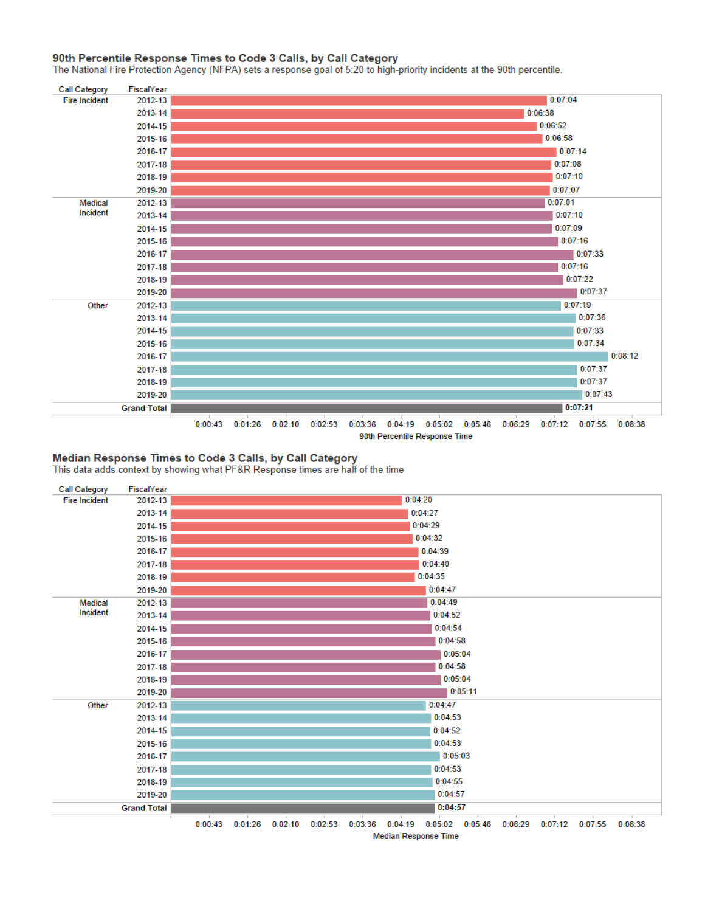## 90th Percentile Response Times to Code 3 Calls, by Call Category

The National Fire Protection Agency (NFPA) sets a response goal of 5:20 to high-priority incidents at the 90th percentile.

| Call Category | FiscalYear | 90th Percentile Response Time |
|---|---|---|
| Fire Incident | 2012-13 | 0:07:04 |
| | 2013-14 | 0:06:38 |
| | 2014-15 | 0:06:52 |
| | 2015-16 | 0:06:58 |
| | 2016-17 | 0:07:14 |
| | 2017-18 | 0:07:08 |
| | 2018-19 | 0:07:10 |
| | 2019-20 | 0:07:07 |
| Medical Incident | 2012-13 | 0:07:01 |
| | 2013-14 | 0:07:10 |
| | 2014-15 | 0:07:09 |
| | 2015-16 | 0:07:16 |
| | 2016-17 | 0:07:33 |
| | 2017-18 | 0:07:16 |
| | 2018-19 | 0:07:22 |
| | 2019-20 | 0:07:37 |
| Other | 2012-13 | 0:07:19 |
| | 2013-14 | 0:07:36 |
| | 2014-15 | 0:07:33 |
| | 2015-16 | 0:07:34 |
| | 2016-17 | 0:08:12 |
| | 2017-18 | 0:07:37 |
| | 2018-19 | 0:07:37 |
| | 2019-20 | 0:07:43 |
| **Grand Total** | | **0:07:21** |

## Median Response Times to Code 3 Calls, by Call Category

This data adds context by showing what PF&R Response times are half of the time

| Call Category | FiscalYear | Median Response Time |
|---|---|---|
| Fire Incident | 2012-13 | 0:04:20 |
| | 2013-14 | 0:04:27 |
| | 2014-15 | 0:04:29 |
| | 2015-16 | 0:04:32 |
| | 2016-17 | 0:04:39 |
| | 2017-18 | 0:04:40 |
| | 2018-19 | 0:04:35 |
| | 2019-20 | 0:04:47 |
| Medical Incident | 2012-13 | 0:04:49 |
| | 2013-14 | 0:04:52 |
| | 2014-15 | 0:04:54 |
| | 2015-16 | 0:04:58 |
| | 2016-17 | 0:05:04 |
| | 2017-18 | 0:04:58 |
| | 2018-19 | 0:05:04 |
| | 2019-20 | 0:05:11 |
| Other | 2012-13 | 0:04:47 |
| | 2013-14 | 0:04:53 |
| | 2014-15 | 0:04:52 |
| | 2015-16 | 0:04:53 |
| | 2016-17 | 0:05:03 |
| | 2017-18 | 0:04:53 |
| | 2018-19 | 0:04:55 |
| | 2019-20 | 0:04:57 |
| **Grand Total** | | **0:04:57** |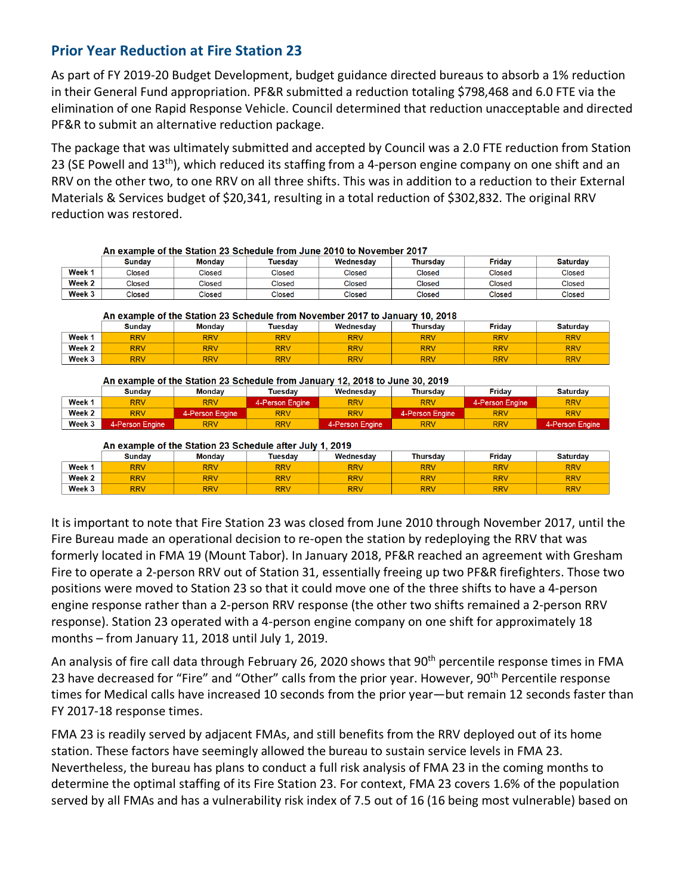## Prior Year Reduction at Fire Station 23

As part of FY 2019-20 Budget Development, budget guidance directed bureaus to absorb a 1% reduction in their General Fund appropriation. PF&R submitted a reduction totaling $798,468 and 6.0 FTE via the elimination of one Rapid Response Vehicle. Council determined that reduction unacceptable and directed PF&R to submit an alternative reduction package.

The package that was ultimately submitted and accepted by Council was a 2.0 FTE reduction from Station 23 (SE Powell and 13th), which reduced its staffing from a 4-person engine company on one shift and an RRV on the other two, to one RRV on all three shifts. This was in addition to a reduction to their External Materials & Services budget of $20,341, resulting in a total reduction of $302,832. The original RRV reduction was restored.

**An example of the Station 23 Schedule from June 2010 to November 2017**

| | Sunday | Monday | Tuesday | Wednesday | Thursday | Friday | Saturday |
|---|---|---|---|---|---|---|---|
| Week 1 | Closed | Closed | Closed | Closed | Closed | Closed | Closed |
| Week 2 | Closed | Closed | Closed | Closed | Closed | Closed | Closed |
| Week 3 | Closed | Closed | Closed | Closed | Closed | Closed | Closed |

**An example of the Station 23 Schedule from November 2017 to January 10, 2018**

| | Sunday | Monday | Tuesday | Wednesday | Thursday | Friday | Saturday |
|---|---|---|---|---|---|---|---|
| Week 1 | RRV | RRV | RRV | RRV | RRV | RRV | RRV |
| Week 2 | RRV | RRV | RRV | RRV | RRV | RRV | RRV |
| Week 3 | RRV | RRV | RRV | RRV | RRV | RRV | RRV |

**An example of the Station 23 Schedule from January 12, 2018 to June 30, 2019**

| | Sunday | Monday | Tuesday | Wednesday | Thursday | Friday | Saturday |
|---|---|---|---|---|---|---|---|
| Week 1 | RRV | RRV | 4-Person Engine | RRV | RRV | 4-Person Engine | RRV |
| Week 2 | RRV | 4-Person Engine | RRV | RRV | 4-Person Engine | RRV | RRV |
| Week 3 | 4-Person Engine | RRV | RRV | 4-Person Engine | RRV | RRV | 4-Person Engine |

**An example of the Station 23 Schedule after July 1, 2019**

| | Sunday | Monday | Tuesday | Wednesday | Thursday | Friday | Saturday |
|---|---|---|---|---|---|---|---|
| Week 1 | RRV | RRV | RRV | RRV | RRV | RRV | RRV |
| Week 2 | RRV | RRV | RRV | RRV | RRV | RRV | RRV |
| Week 3 | RRV | RRV | RRV | RRV | RRV | RRV | RRV |

It is important to note that Fire Station 23 was closed from June 2010 through November 2017, until the Fire Bureau made an operational decision to re-open the station by redeploying the RRV that was formerly located in FMA 19 (Mount Tabor). In January 2018, PF&R reached an agreement with Gresham Fire to operate a 2-person RRV out of Station 31, essentially freeing up two PF&R firefighters. Those two positions were moved to Station 23 so that it could move one of the three shifts to have a 4-person engine response rather than a 2-person RRV response (the other two shifts remained a 2-person RRV response). Station 23 operated with a 4-person engine company on one shift for approximately 18 months – from January 11, 2018 until July 1, 2019.

An analysis of fire call data through February 26, 2020 shows that 90th percentile response times in FMA 23 have decreased for "Fire" and "Other" calls from the prior year. However, 90th Percentile response times for Medical calls have increased 10 seconds from the prior year—but remain 12 seconds faster than FY 2017-18 response times.

FMA 23 is readily served by adjacent FMAs, and still benefits from the RRV deployed out of its home station. These factors have seemingly allowed the bureau to sustain service levels in FMA 23. Nevertheless, the bureau has plans to conduct a full risk analysis of FMA 23 in the coming months to determine the optimal staffing of its Fire Station 23. For context, FMA 23 covers 1.6% of the population served by all FMAs and has a vulnerability risk index of 7.5 out of 16 (16 being most vulnerable) based on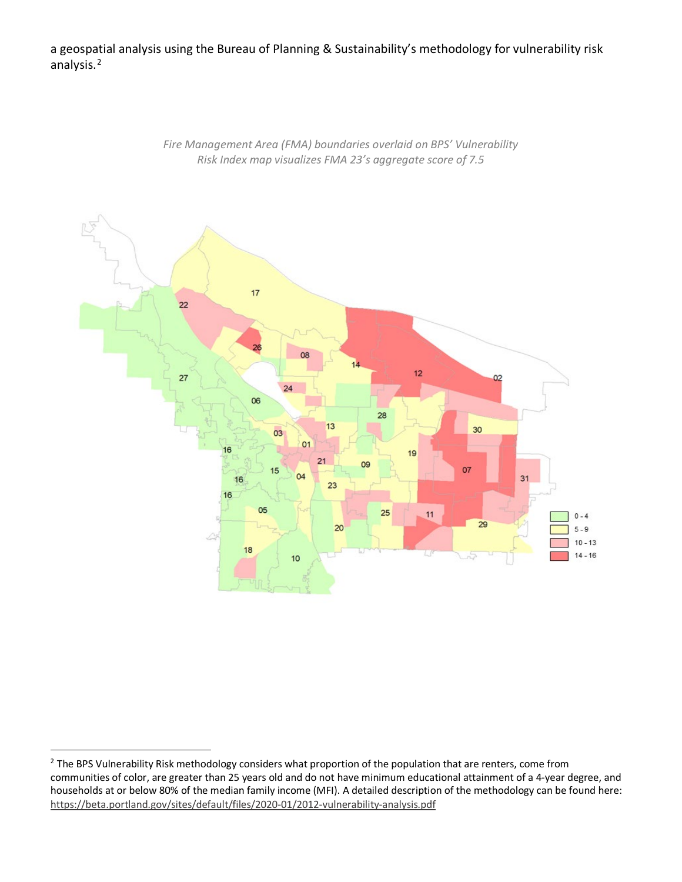a geospatial analysis using the Bureau of Planning & Sustainability's methodology for vulnerability risk analysis.[2]

*Fire Management Area (FMA) boundaries overlaid on BPS' Vulnerability Risk Index map visualizes FMA 23's aggregate score of 7.5*

[2] The BPS Vulnerability Risk methodology considers what proportion of the population that are renters, come from communities of color, are greater than 25 years old and do not have minimum educational attainment of a 4-year degree, and households at or below 80% of the median family income (MFI). A detailed description of the methodology can be found here: https://beta.portland.gov/sites/default/files/2020-01/2012-vulnerability-analysis.pdf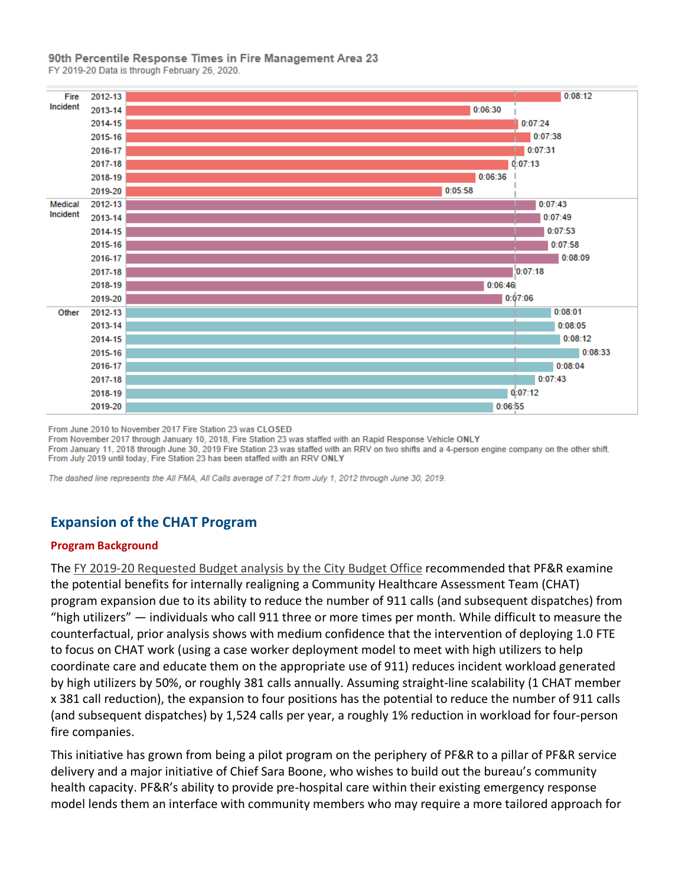**90th Percentile Response Times in Fire Management Area 23**
FY 2019-20 Data is through February 26, 2020.

| Category | Fiscal Year | 90th Percentile Response Time |
|---|---|---|
| Fire Incident | 2012-13 | 0:08:12 |
| | 2013-14 | 0:06:30 |
| | 2014-15 | 0:07:24 |
| | 2015-16 | 0:07:38 |
| | 2016-17 | 0:07:31 |
| | 2017-18 | 0:07:13 |
| | 2018-19 | 0:06:36 |
| | 2019-20 | 0:05:58 |
| Medical Incident | 2012-13 | 0:07:43 |
| | 2013-14 | 0:07:49 |
| | 2014-15 | 0:07:53 |
| | 2015-16 | 0:07:58 |
| | 2016-17 | 0:08:09 |
| | 2017-18 | 0:07:18 |
| | 2018-19 | 0:06:46 |
| | 2019-20 | 0:07:06 |
| Other | 2012-13 | 0:08:01 |
| | 2013-14 | 0:08:05 |
| | 2014-15 | 0:08:12 |
| | 2015-16 | 0:08:33 |
| | 2016-17 | 0:08:04 |
| | 2017-18 | 0:07:43 |
| | 2018-19 | 0:07:12 |
| | 2019-20 | 0:06:55 |

From June 2010 to November 2017 Fire Station 23 was **CLOSED**
From November 2017 through January 10, 2018, Fire Station 23 was staffed with an Rapid Response Vehicle **ONLY**
From January 11, 2018 through June 30, 2019 Fire Station 23 was staffed with an RRV on two shifts and a 4-person engine company on the other shift.
From July 2019 until today, Fire Station 23 has been staffed with an RRV **ONLY**

*The dashed line represents the All FMA, All Calls average of 7:21 from July 1, 2012 through June 30, 2019.*

## Expansion of the CHAT Program

### Program Background

The FY 2019-20 Requested Budget analysis by the City Budget Office recommended that PF&R examine the potential benefits for internally realigning a Community Healthcare Assessment Team (CHAT) program expansion due to its ability to reduce the number of 911 calls (and subsequent dispatches) from "high utilizers" — individuals who call 911 three or more times per month. While difficult to measure the counterfactual, prior analysis shows with medium confidence that the intervention of deploying 1.0 FTE to focus on CHAT work (using a case worker deployment model to meet with high utilizers to help coordinate care and educate them on the appropriate use of 911) reduces incident workload generated by high utilizers by 50%, or roughly 381 calls annually. Assuming straight-line scalability (1 CHAT member x 381 call reduction), the expansion to four positions has the potential to reduce the number of 911 calls (and subsequent dispatches) by 1,524 calls per year, a roughly 1% reduction in workload for four-person fire companies.

This initiative has grown from being a pilot program on the periphery of PF&R to a pillar of PF&R service delivery and a major initiative of Chief Sara Boone, who wishes to build out the bureau's community health capacity. PF&R's ability to provide pre-hospital care within their existing emergency response model lends them an interface with community members who may require a more tailored approach for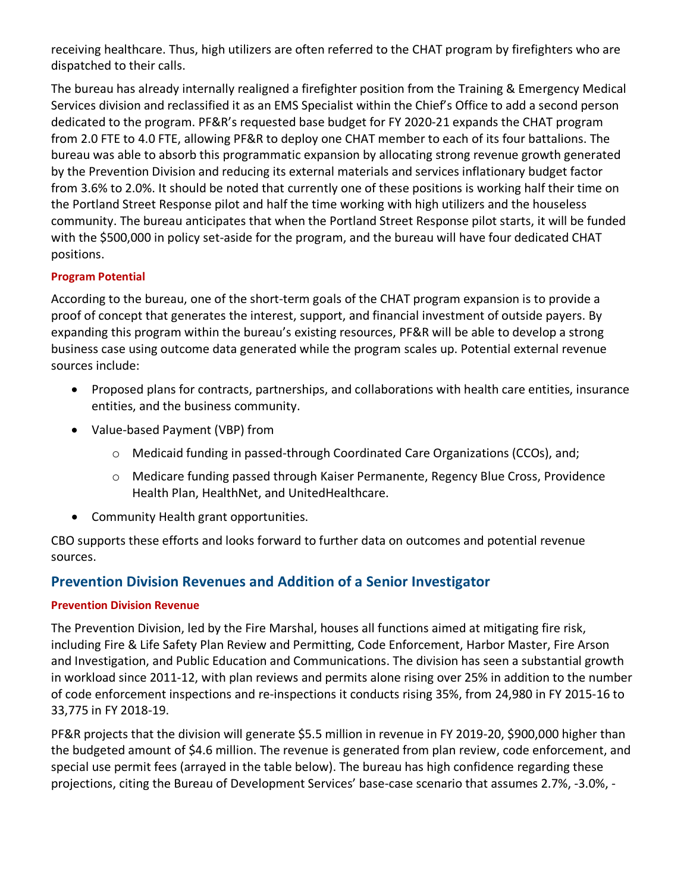receiving healthcare. Thus, high utilizers are often referred to the CHAT program by firefighters who are dispatched to their calls.

The bureau has already internally realigned a firefighter position from the Training & Emergency Medical Services division and reclassified it as an EMS Specialist within the Chief's Office to add a second person dedicated to the program. PF&R's requested base budget for FY 2020-21 expands the CHAT program from 2.0 FTE to 4.0 FTE, allowing PF&R to deploy one CHAT member to each of its four battalions. The bureau was able to absorb this programmatic expansion by allocating strong revenue growth generated by the Prevention Division and reducing its external materials and services inflationary budget factor from 3.6% to 2.0%. It should be noted that currently one of these positions is working half their time on the Portland Street Response pilot and half the time working with high utilizers and the houseless community. The bureau anticipates that when the Portland Street Response pilot starts, it will be funded with the $500,000 in policy set-aside for the program, and the bureau will have four dedicated CHAT positions.

#### Program Potential

According to the bureau, one of the short-term goals of the CHAT program expansion is to provide a proof of concept that generates the interest, support, and financial investment of outside payers. By expanding this program within the bureau's existing resources, PF&R will be able to develop a strong business case using outcome data generated while the program scales up. Potential external revenue sources include:

- Proposed plans for contracts, partnerships, and collaborations with health care entities, insurance entities, and the business community.
- Value-based Payment (VBP) from
    - Medicaid funding in passed-through Coordinated Care Organizations (CCOs), and;
    - Medicare funding passed through Kaiser Permanente, Regency Blue Cross, Providence Health Plan, HealthNet, and UnitedHealthcare.
- Community Health grant opportunities.

CBO supports these efforts and looks forward to further data on outcomes and potential revenue sources.

### Prevention Division Revenues and Addition of a Senior Investigator

#### Prevention Division Revenue

The Prevention Division, led by the Fire Marshal, houses all functions aimed at mitigating fire risk, including Fire & Life Safety Plan Review and Permitting, Code Enforcement, Harbor Master, Fire Arson and Investigation, and Public Education and Communications. The division has seen a substantial growth in workload since 2011-12, with plan reviews and permits alone rising over 25% in addition to the number of code enforcement inspections and re-inspections it conducts rising 35%, from 24,980 in FY 2015-16 to 33,775 in FY 2018-19.

PF&R projects that the division will generate $5.5 million in revenue in FY 2019-20, $900,000 higher than the budgeted amount of $4.6 million. The revenue is generated from plan review, code enforcement, and special use permit fees (arrayed in the table below). The bureau has high confidence regarding these projections, citing the Bureau of Development Services' base-case scenario that assumes 2.7%, -3.0%, -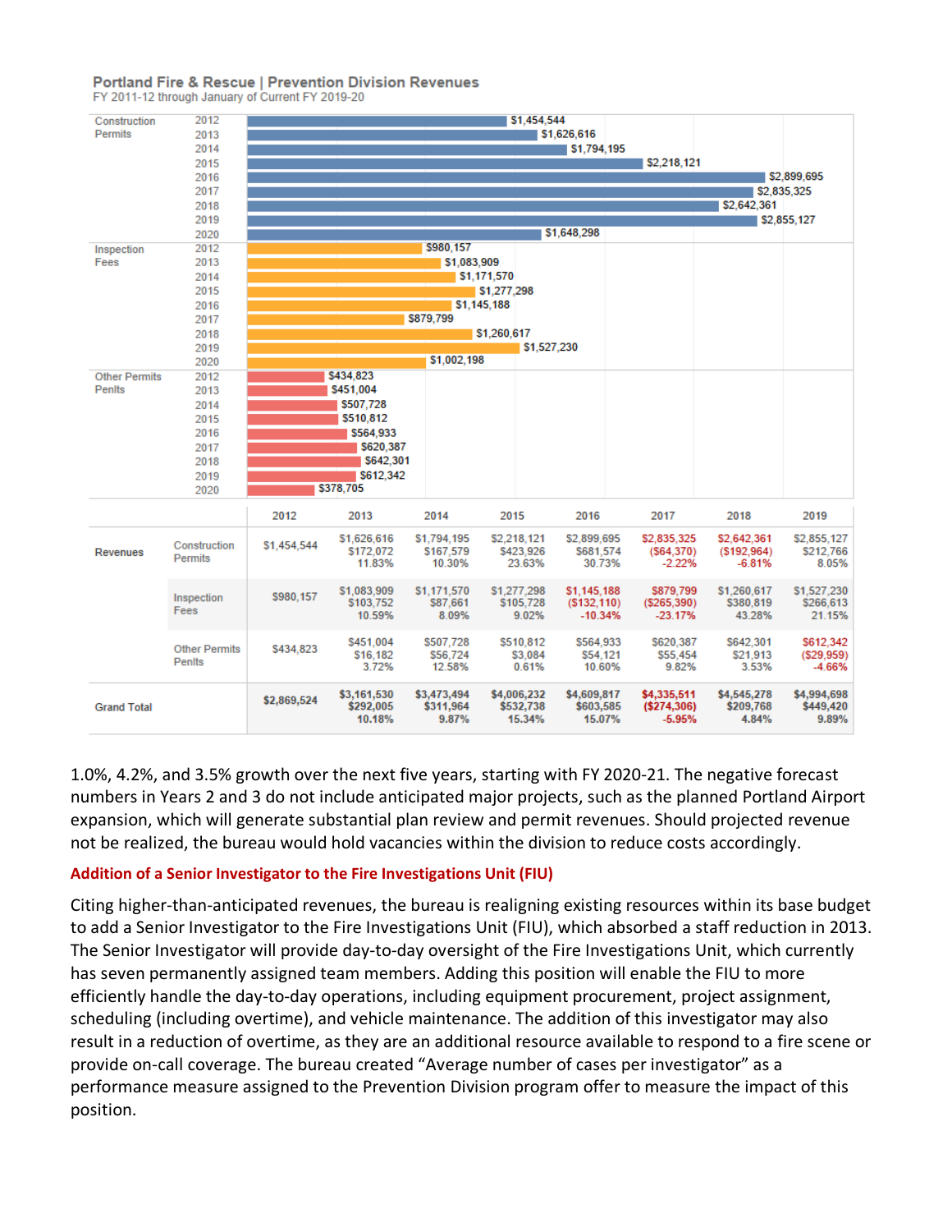**Portland Fire & Rescue | Prevention Division Revenues**
FY 2011-12 through January of Current FY 2019-20

| Category | Year | Amount |
|---|---|---|
| Construction Permits | 2012 | $1,454,544 |
| | 2013 | $1,626,616 |
| | 2014 | $1,794,195 |
| | 2015 | $2,218,121 |
| | 2016 | $2,899,695 |
| | 2017 | $2,835,325 |
| | 2018 | $2,642,361 |
| | 2019 | $2,855,127 |
| | 2020 | $1,648,298 |
| Inspection Fees | 2012 | $980,157 |
| | 2013 | $1,083,909 |
| | 2014 | $1,171,570 |
| | 2015 | $1,277,298 |
| | 2016 | $1,145,188 |
| | 2017 | $879,799 |
| | 2018 | $1,260,617 |
| | 2019 | $1,527,230 |
| | 2020 | $1,002,198 |
| Other Permits Penlts | 2012 | $434,823 |
| | 2013 | $451,004 |
| | 2014 | $507,728 |
| | 2015 | $510,812 |
| | 2016 | $564,933 |
| | 2017 | $620,387 |
| | 2018 | $642,301 |
| | 2019 | $612,342 |
| | 2020 | $378,705 |

| | | 2012 | 2013 | 2014 | 2015 | 2016 | 2017 | 2018 | 2019 |
|---|---|---|---|---|---|---|---|---|---|
| Revenues | Construction Permits | $1,454,544 | $1,626,616<br>$172,072<br>11.83% | $1,794,195<br>$167,579<br>10.30% | $2,218,121<br>$423,926<br>23.63% | $2,899,695<br>$681,574<br>30.73% | $2,835,325<br>($64,370)<br>-2.22% | $2,642,361<br>($192,964)<br>-6.81% | $2,855,127<br>$212,766<br>8.05% |
| | Inspection Fees | $980,157 | $1,083,909<br>$103,752<br>10.59% | $1,171,570<br>$87,661<br>8.09% | $1,277,298<br>$105,728<br>9.02% | $1,145,188<br>($132,110)<br>-10.34% | $879,799<br>($265,390)<br>-23.17% | $1,260,617<br>$380,819<br>43.28% | $1,527,230<br>$266,613<br>21.15% |
| | Other Permits Penlts | $434,823 | $451,004<br>$16,182<br>3.72% | $507,728<br>$56,724<br>12.58% | $510,812<br>$3,084<br>0.61% | $564,933<br>$54,121<br>10.60% | $620,387<br>$55,454<br>9.82% | $642,301<br>$21,913<br>3.53% | $612,342<br>($29,959)<br>-4.66% |
| Grand Total | | $2,869,524 | $3,161,530<br>$292,005<br>10.18% | $3,473,494<br>$311,964<br>9.87% | $4,006,232<br>$532,738<br>15.34% | $4,609,817<br>$603,585<br>15.07% | $4,335,511<br>($274,306)<br>-5.95% | $4,545,278<br>$209,768<br>4.84% | $4,994,698<br>$449,420<br>9.89% |

1.0%, 4.2%, and 3.5% growth over the next five years, starting with FY 2020-21. The negative forecast numbers in Years 2 and 3 do not include anticipated major projects, such as the planned Portland Airport expansion, which will generate substantial plan review and permit revenues. Should projected revenue not be realized, the bureau would hold vacancies within the division to reduce costs accordingly.

### Addition of a Senior Investigator to the Fire Investigations Unit (FIU)

Citing higher-than-anticipated revenues, the bureau is realigning existing resources within its base budget to add a Senior Investigator to the Fire Investigations Unit (FIU), which absorbed a staff reduction in 2013. The Senior Investigator will provide day-to-day oversight of the Fire Investigations Unit, which currently has seven permanently assigned team members. Adding this position will enable the FIU to more efficiently handle the day-to-day operations, including equipment procurement, project assignment, scheduling (including overtime), and vehicle maintenance. The addition of this investigator may also result in a reduction of overtime, as they are an additional resource available to respond to a fire scene or provide on-call coverage. The bureau created "Average number of cases per investigator" as a performance measure assigned to the Prevention Division program offer to measure the impact of this position.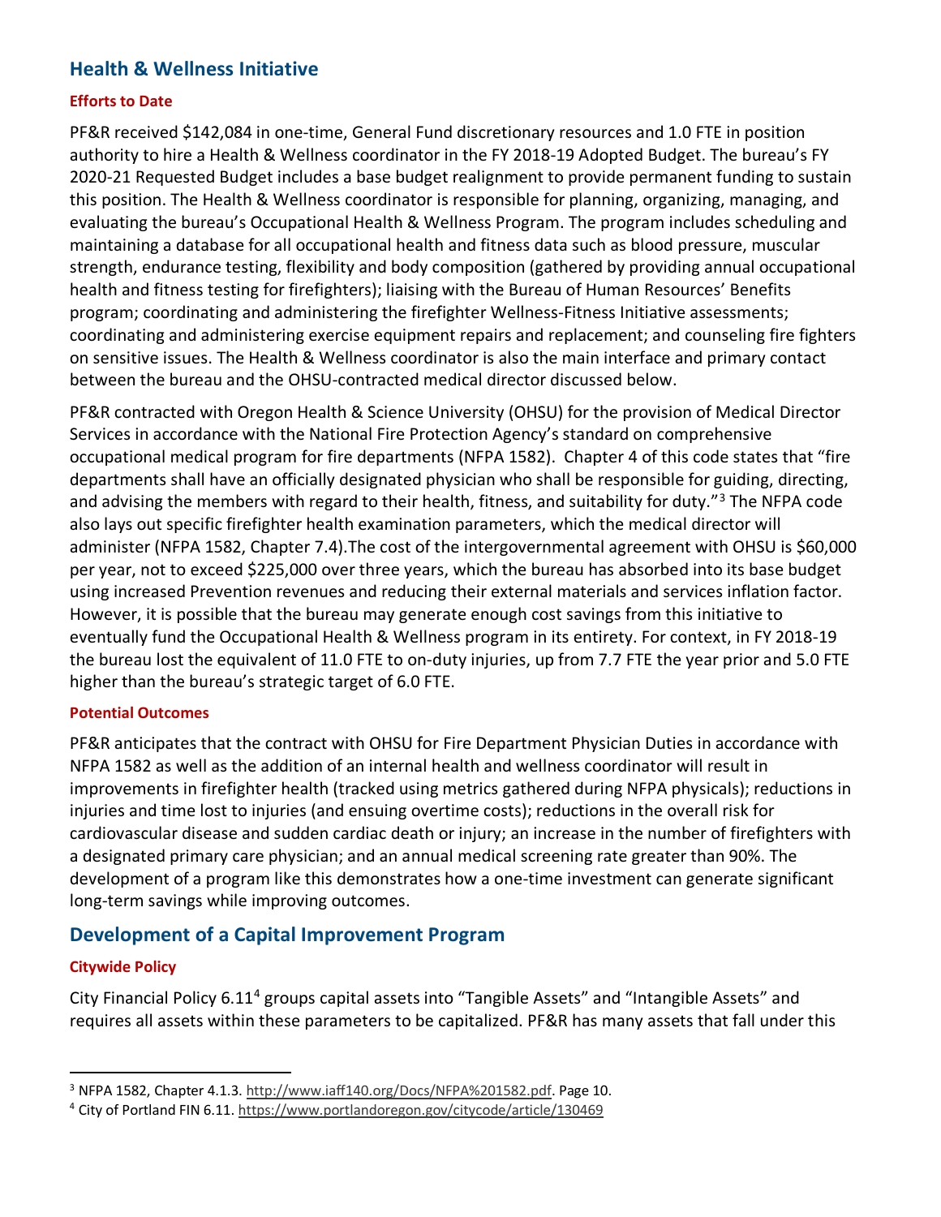## Health & Wellness Initiative

### Efforts to Date

PF&R received $142,084 in one-time, General Fund discretionary resources and 1.0 FTE in position authority to hire a Health & Wellness coordinator in the FY 2018-19 Adopted Budget. The bureau's FY 2020-21 Requested Budget includes a base budget realignment to provide permanent funding to sustain this position. The Health & Wellness coordinator is responsible for planning, organizing, managing, and evaluating the bureau's Occupational Health & Wellness Program. The program includes scheduling and maintaining a database for all occupational health and fitness data such as blood pressure, muscular strength, endurance testing, flexibility and body composition (gathered by providing annual occupational health and fitness testing for firefighters); liaising with the Bureau of Human Resources' Benefits program; coordinating and administering the firefighter Wellness-Fitness Initiative assessments; coordinating and administering exercise equipment repairs and replacement; and counseling fire fighters on sensitive issues. The Health & Wellness coordinator is also the main interface and primary contact between the bureau and the OHSU-contracted medical director discussed below.

PF&R contracted with Oregon Health & Science University (OHSU) for the provision of Medical Director Services in accordance with the National Fire Protection Agency's standard on comprehensive occupational medical program for fire departments (NFPA 1582). Chapter 4 of this code states that "fire departments shall have an officially designated physician who shall be responsible for guiding, directing, and advising the members with regard to their health, fitness, and suitability for duty."[3] The NFPA code also lays out specific firefighter health examination parameters, which the medical director will administer (NFPA 1582, Chapter 7.4).The cost of the intergovernmental agreement with OHSU is $60,000 per year, not to exceed $225,000 over three years, which the bureau has absorbed into its base budget using increased Prevention revenues and reducing their external materials and services inflation factor. However, it is possible that the bureau may generate enough cost savings from this initiative to eventually fund the Occupational Health & Wellness program in its entirety. For context, in FY 2018-19 the bureau lost the equivalent of 11.0 FTE to on-duty injuries, up from 7.7 FTE the year prior and 5.0 FTE higher than the bureau's strategic target of 6.0 FTE.

### Potential Outcomes

PF&R anticipates that the contract with OHSU for Fire Department Physician Duties in accordance with NFPA 1582 as well as the addition of an internal health and wellness coordinator will result in improvements in firefighter health (tracked using metrics gathered during NFPA physicals); reductions in injuries and time lost to injuries (and ensuing overtime costs); reductions in the overall risk for cardiovascular disease and sudden cardiac death or injury; an increase in the number of firefighters with a designated primary care physician; and an annual medical screening rate greater than 90%. The development of a program like this demonstrates how a one-time investment can generate significant long-term savings while improving outcomes.

## Development of a Capital Improvement Program

### Citywide Policy

City Financial Policy 6.11[4] groups capital assets into "Tangible Assets" and "Intangible Assets" and requires all assets within these parameters to be capitalized. PF&R has many assets that fall under this

---

[3] NFPA 1582, Chapter 4.1.3. http://www.iaff140.org/Docs/NFPA%201582.pdf. Page 10.

[4] City of Portland FIN 6.11. https://www.portlandoregon.gov/citycode/article/130469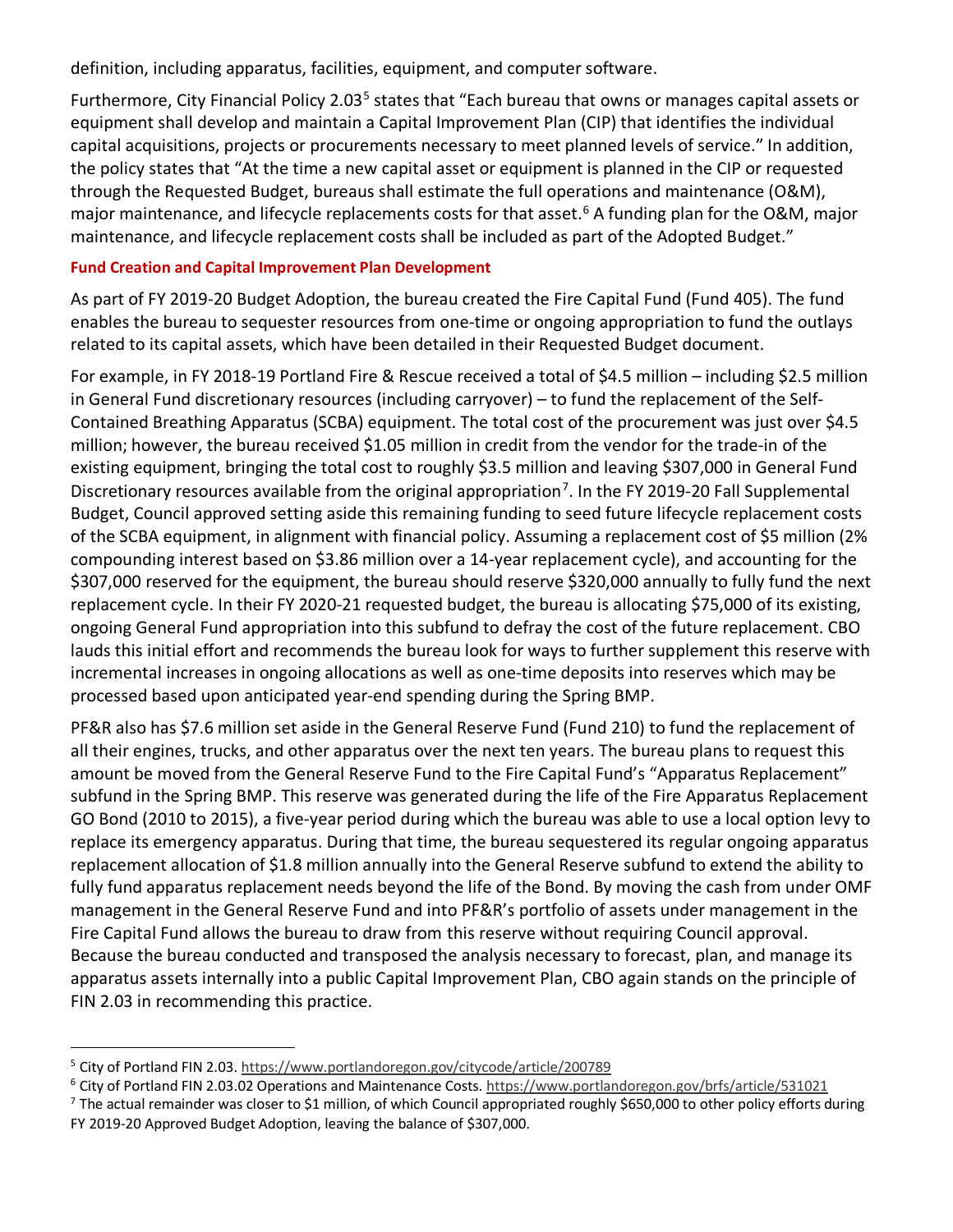definition, including apparatus, facilities, equipment, and computer software.

Furthermore, City Financial Policy 2.03[5] states that "Each bureau that owns or manages capital assets or equipment shall develop and maintain a Capital Improvement Plan (CIP) that identifies the individual capital acquisitions, projects or procurements necessary to meet planned levels of service." In addition, the policy states that "At the time a new capital asset or equipment is planned in the CIP or requested through the Requested Budget, bureaus shall estimate the full operations and maintenance (O&M), major maintenance, and lifecycle replacements costs for that asset.[6] A funding plan for the O&M, major maintenance, and lifecycle replacement costs shall be included as part of the Adopted Budget."

#### Fund Creation and Capital Improvement Plan Development

As part of FY 2019-20 Budget Adoption, the bureau created the Fire Capital Fund (Fund 405). The fund enables the bureau to sequester resources from one-time or ongoing appropriation to fund the outlays related to its capital assets, which have been detailed in their Requested Budget document.

For example, in FY 2018-19 Portland Fire & Rescue received a total of $4.5 million – including $2.5 million in General Fund discretionary resources (including carryover) – to fund the replacement of the Self-Contained Breathing Apparatus (SCBA) equipment. The total cost of the procurement was just over $4.5 million; however, the bureau received $1.05 million in credit from the vendor for the trade-in of the existing equipment, bringing the total cost to roughly $3.5 million and leaving $307,000 in General Fund Discretionary resources available from the original appropriation[7]. In the FY 2019-20 Fall Supplemental Budget, Council approved setting aside this remaining funding to seed future lifecycle replacement costs of the SCBA equipment, in alignment with financial policy. Assuming a replacement cost of $5 million (2% compounding interest based on $3.86 million over a 14-year replacement cycle), and accounting for the $307,000 reserved for the equipment, the bureau should reserve $320,000 annually to fully fund the next replacement cycle. In their FY 2020-21 requested budget, the bureau is allocating $75,000 of its existing, ongoing General Fund appropriation into this subfund to defray the cost of the future replacement. CBO lauds this initial effort and recommends the bureau look for ways to further supplement this reserve with incremental increases in ongoing allocations as well as one-time deposits into reserves which may be processed based upon anticipated year-end spending during the Spring BMP.

PF&R also has $7.6 million set aside in the General Reserve Fund (Fund 210) to fund the replacement of all their engines, trucks, and other apparatus over the next ten years. The bureau plans to request this amount be moved from the General Reserve Fund to the Fire Capital Fund's "Apparatus Replacement" subfund in the Spring BMP. This reserve was generated during the life of the Fire Apparatus Replacement GO Bond (2010 to 2015), a five-year period during which the bureau was able to use a local option levy to replace its emergency apparatus. During that time, the bureau sequestered its regular ongoing apparatus replacement allocation of $1.8 million annually into the General Reserve subfund to extend the ability to fully fund apparatus replacement needs beyond the life of the Bond. By moving the cash from under OMF management in the General Reserve Fund and into PF&R's portfolio of assets under management in the Fire Capital Fund allows the bureau to draw from this reserve without requiring Council approval. Because the bureau conducted and transposed the analysis necessary to forecast, plan, and manage its apparatus assets internally into a public Capital Improvement Plan, CBO again stands on the principle of FIN 2.03 in recommending this practice.

---

[5] City of Portland FIN 2.03. https://www.portlandoregon.gov/citycode/article/200789

[6] City of Portland FIN 2.03.02 Operations and Maintenance Costs. https://www.portlandoregon.gov/brfs/article/531021

[7] The actual remainder was closer to $1 million, of which Council appropriated roughly $650,000 to other policy efforts during FY 2019-20 Approved Budget Adoption, leaving the balance of $307,000.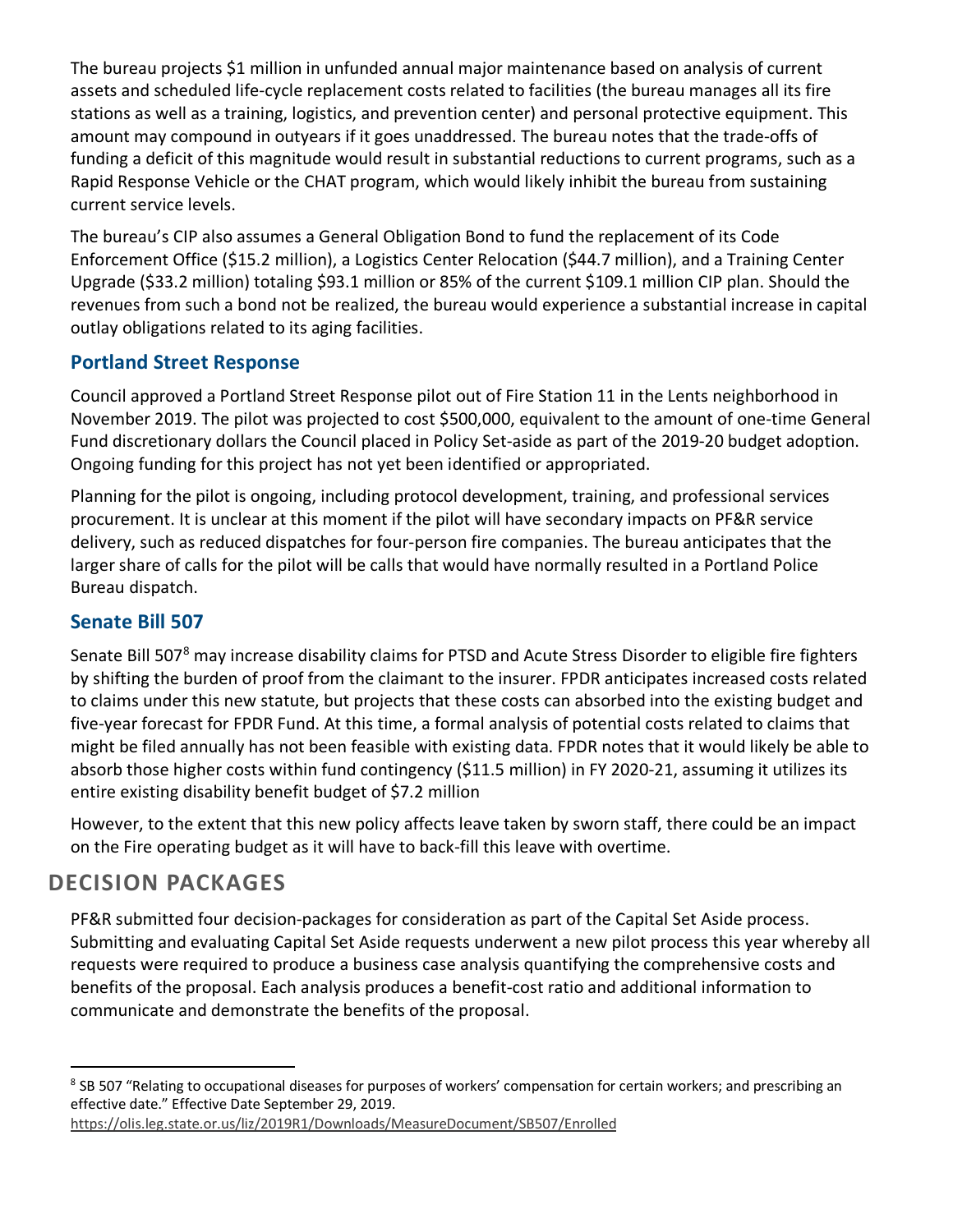The bureau projects $1 million in unfunded annual major maintenance based on analysis of current assets and scheduled life-cycle replacement costs related to facilities (the bureau manages all its fire stations as well as a training, logistics, and prevention center) and personal protective equipment. This amount may compound in outyears if it goes unaddressed. The bureau notes that the trade-offs of funding a deficit of this magnitude would result in substantial reductions to current programs, such as a Rapid Response Vehicle or the CHAT program, which would likely inhibit the bureau from sustaining current service levels.

The bureau's CIP also assumes a General Obligation Bond to fund the replacement of its Code Enforcement Office ($15.2 million), a Logistics Center Relocation ($44.7 million), and a Training Center Upgrade ($33.2 million) totaling $93.1 million or 85% of the current $109.1 million CIP plan. Should the revenues from such a bond not be realized, the bureau would experience a substantial increase in capital outlay obligations related to its aging facilities.

### Portland Street Response

Council approved a Portland Street Response pilot out of Fire Station 11 in the Lents neighborhood in November 2019. The pilot was projected to cost $500,000, equivalent to the amount of one-time General Fund discretionary dollars the Council placed in Policy Set-aside as part of the 2019-20 budget adoption. Ongoing funding for this project has not yet been identified or appropriated.

Planning for the pilot is ongoing, including protocol development, training, and professional services procurement. It is unclear at this moment if the pilot will have secondary impacts on PF&R service delivery, such as reduced dispatches for four-person fire companies. The bureau anticipates that the larger share of calls for the pilot will be calls that would have normally resulted in a Portland Police Bureau dispatch.

### Senate Bill 507

Senate Bill 507[8] may increase disability claims for PTSD and Acute Stress Disorder to eligible fire fighters by shifting the burden of proof from the claimant to the insurer. FPDR anticipates increased costs related to claims under this new statute, but projects that these costs can absorbed into the existing budget and five-year forecast for FPDR Fund. At this time, a formal analysis of potential costs related to claims that might be filed annually has not been feasible with existing data. FPDR notes that it would likely be able to absorb those higher costs within fund contingency ($11.5 million) in FY 2020-21, assuming it utilizes its entire existing disability benefit budget of $7.2 million

However, to the extent that this new policy affects leave taken by sworn staff, there could be an impact on the Fire operating budget as it will have to back-fill this leave with overtime.

## DECISION PACKAGES

PF&R submitted four decision-packages for consideration as part of the Capital Set Aside process. Submitting and evaluating Capital Set Aside requests underwent a new pilot process this year whereby all requests were required to produce a business case analysis quantifying the comprehensive costs and benefits of the proposal. Each analysis produces a benefit-cost ratio and additional information to communicate and demonstrate the benefits of the proposal.

---

[8] SB 507 "Relating to occupational diseases for purposes of workers' compensation for certain workers; and prescribing an effective date." Effective Date September 29, 2019.
https://olis.leg.state.or.us/liz/2019R1/Downloads/MeasureDocument/SB507/Enrolled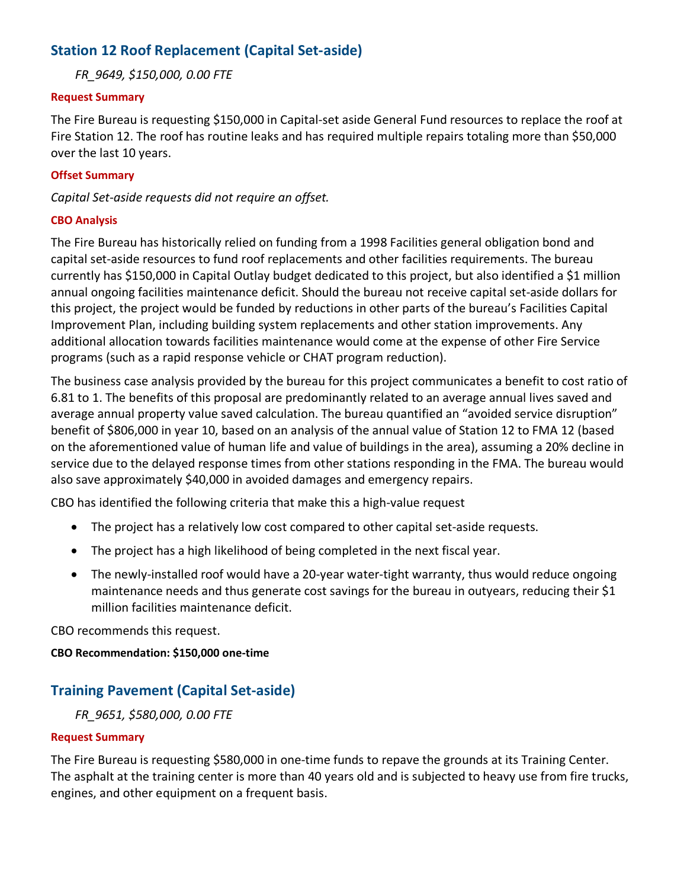## Station 12 Roof Replacement (Capital Set-aside)

*FR_9649, $150,000, 0.00 FTE*

#### Request Summary

The Fire Bureau is requesting $150,000 in Capital-set aside General Fund resources to replace the roof at Fire Station 12. The roof has routine leaks and has required multiple repairs totaling more than $50,000 over the last 10 years.

#### Offset Summary

*Capital Set-aside requests did not require an offset.*

#### CBO Analysis

The Fire Bureau has historically relied on funding from a 1998 Facilities general obligation bond and capital set-aside resources to fund roof replacements and other facilities requirements. The bureau currently has $150,000 in Capital Outlay budget dedicated to this project, but also identified a $1 million annual ongoing facilities maintenance deficit. Should the bureau not receive capital set-aside dollars for this project, the project would be funded by reductions in other parts of the bureau's Facilities Capital Improvement Plan, including building system replacements and other station improvements. Any additional allocation towards facilities maintenance would come at the expense of other Fire Service programs (such as a rapid response vehicle or CHAT program reduction).

The business case analysis provided by the bureau for this project communicates a benefit to cost ratio of 6.81 to 1. The benefits of this proposal are predominantly related to an average annual lives saved and average annual property value saved calculation. The bureau quantified an "avoided service disruption" benefit of $806,000 in year 10, based on an analysis of the annual value of Station 12 to FMA 12 (based on the aforementioned value of human life and value of buildings in the area), assuming a 20% decline in service due to the delayed response times from other stations responding in the FMA. The bureau would also save approximately $40,000 in avoided damages and emergency repairs.

CBO has identified the following criteria that make this a high-value request

- The project has a relatively low cost compared to other capital set-aside requests.
- The project has a high likelihood of being completed in the next fiscal year.
- The newly-installed roof would have a 20-year water-tight warranty, thus would reduce ongoing maintenance needs and thus generate cost savings for the bureau in outyears, reducing their $1 million facilities maintenance deficit.

CBO recommends this request.

**CBO Recommendation: $150,000 one-time**

## Training Pavement (Capital Set-aside)

*FR_9651, $580,000, 0.00 FTE*

#### Request Summary

The Fire Bureau is requesting $580,000 in one-time funds to repave the grounds at its Training Center. The asphalt at the training center is more than 40 years old and is subjected to heavy use from fire trucks, engines, and other equipment on a frequent basis.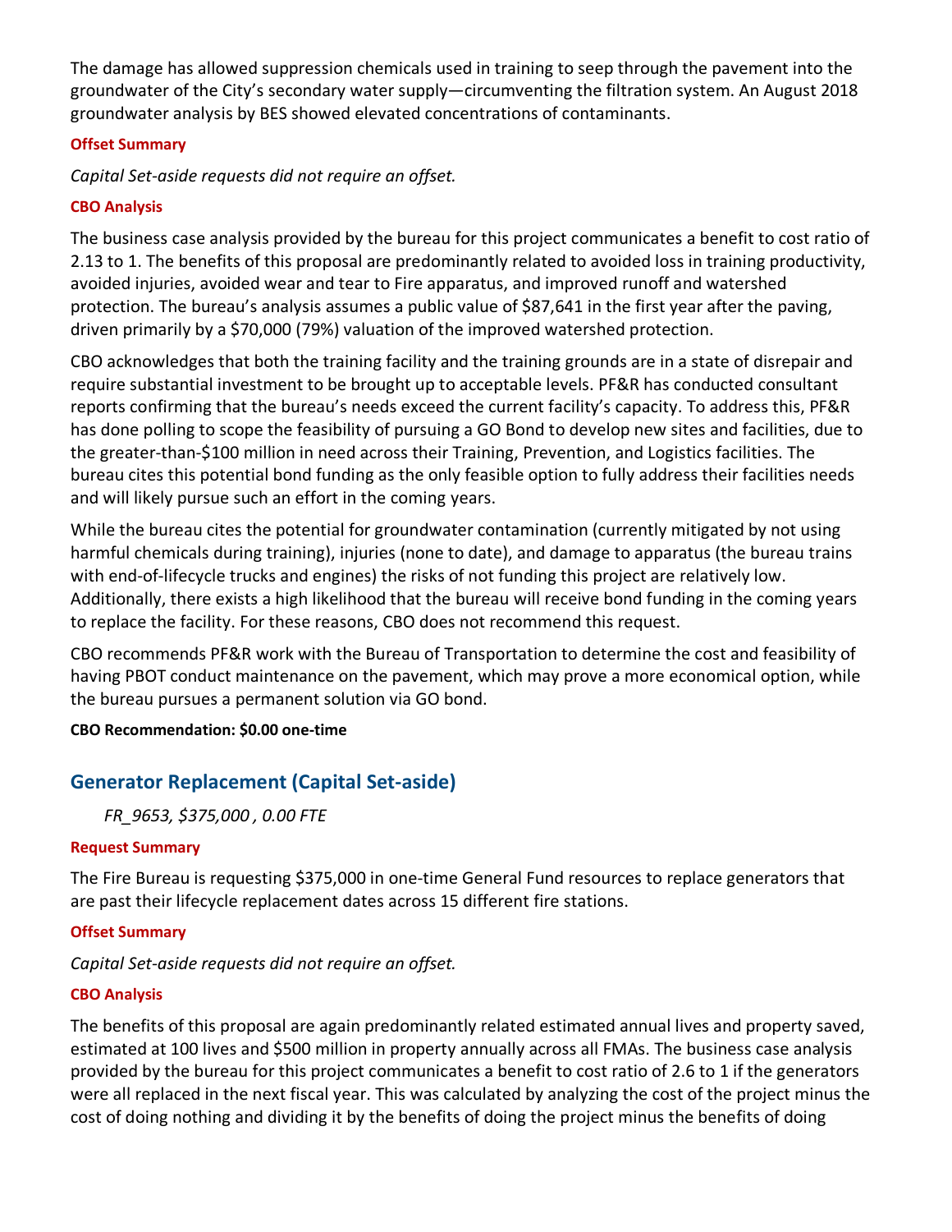The damage has allowed suppression chemicals used in training to seep through the pavement into the groundwater of the City's secondary water supply—circumventing the filtration system. An August 2018 groundwater analysis by BES showed elevated concentrations of contaminants.

#### Offset Summary

*Capital Set-aside requests did not require an offset.*

#### CBO Analysis

The business case analysis provided by the bureau for this project communicates a benefit to cost ratio of 2.13 to 1. The benefits of this proposal are predominantly related to avoided loss in training productivity, avoided injuries, avoided wear and tear to Fire apparatus, and improved runoff and watershed protection. The bureau's analysis assumes a public value of $87,641 in the first year after the paving, driven primarily by a $70,000 (79%) valuation of the improved watershed protection.

CBO acknowledges that both the training facility and the training grounds are in a state of disrepair and require substantial investment to be brought up to acceptable levels. PF&R has conducted consultant reports confirming that the bureau's needs exceed the current facility's capacity. To address this, PF&R has done polling to scope the feasibility of pursuing a GO Bond to develop new sites and facilities, due to the greater-than-$100 million in need across their Training, Prevention, and Logistics facilities. The bureau cites this potential bond funding as the only feasible option to fully address their facilities needs and will likely pursue such an effort in the coming years.

While the bureau cites the potential for groundwater contamination (currently mitigated by not using harmful chemicals during training), injuries (none to date), and damage to apparatus (the bureau trains with end-of-lifecycle trucks and engines) the risks of not funding this project are relatively low. Additionally, there exists a high likelihood that the bureau will receive bond funding in the coming years to replace the facility. For these reasons, CBO does not recommend this request.

CBO recommends PF&R work with the Bureau of Transportation to determine the cost and feasibility of having PBOT conduct maintenance on the pavement, which may prove a more economical option, while the bureau pursues a permanent solution via GO bond.

**CBO Recommendation: $0.00 one-time**

## Generator Replacement (Capital Set-aside)

*FR_9653, $375,000 , 0.00 FTE*

#### Request Summary

The Fire Bureau is requesting $375,000 in one-time General Fund resources to replace generators that are past their lifecycle replacement dates across 15 different fire stations.

#### Offset Summary

*Capital Set-aside requests did not require an offset.*

#### CBO Analysis

The benefits of this proposal are again predominantly related estimated annual lives and property saved, estimated at 100 lives and $500 million in property annually across all FMAs. The business case analysis provided by the bureau for this project communicates a benefit to cost ratio of 2.6 to 1 if the generators were all replaced in the next fiscal year. This was calculated by analyzing the cost of the project minus the cost of doing nothing and dividing it by the benefits of doing the project minus the benefits of doing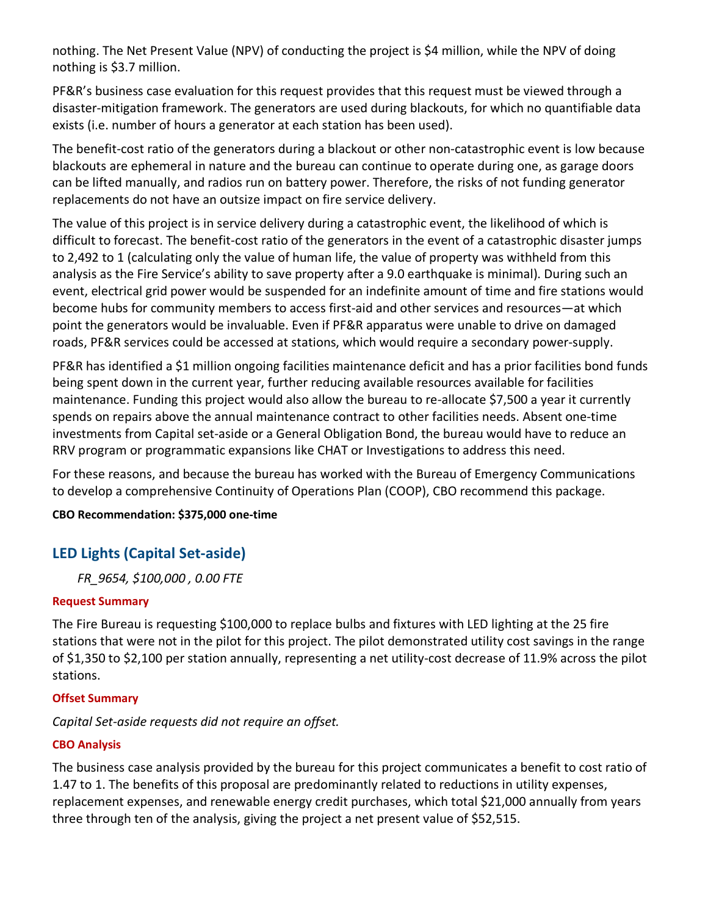nothing. The Net Present Value (NPV) of conducting the project is $4 million, while the NPV of doing nothing is $3.7 million.

PF&R's business case evaluation for this request provides that this request must be viewed through a disaster-mitigation framework. The generators are used during blackouts, for which no quantifiable data exists (i.e. number of hours a generator at each station has been used).

The benefit-cost ratio of the generators during a blackout or other non-catastrophic event is low because blackouts are ephemeral in nature and the bureau can continue to operate during one, as garage doors can be lifted manually, and radios run on battery power. Therefore, the risks of not funding generator replacements do not have an outsize impact on fire service delivery.

The value of this project is in service delivery during a catastrophic event, the likelihood of which is difficult to forecast. The benefit-cost ratio of the generators in the event of a catastrophic disaster jumps to 2,492 to 1 (calculating only the value of human life, the value of property was withheld from this analysis as the Fire Service's ability to save property after a 9.0 earthquake is minimal). During such an event, electrical grid power would be suspended for an indefinite amount of time and fire stations would become hubs for community members to access first-aid and other services and resources—at which point the generators would be invaluable. Even if PF&R apparatus were unable to drive on damaged roads, PF&R services could be accessed at stations, which would require a secondary power-supply.

PF&R has identified a $1 million ongoing facilities maintenance deficit and has a prior facilities bond funds being spent down in the current year, further reducing available resources available for facilities maintenance. Funding this project would also allow the bureau to re-allocate $7,500 a year it currently spends on repairs above the annual maintenance contract to other facilities needs. Absent one-time investments from Capital set-aside or a General Obligation Bond, the bureau would have to reduce an RRV program or programmatic expansions like CHAT or Investigations to address this need.

For these reasons, and because the bureau has worked with the Bureau of Emergency Communications to develop a comprehensive Continuity of Operations Plan (COOP), CBO recommend this package.

**CBO Recommendation: $375,000 one-time**

## LED Lights (Capital Set-aside)

*FR_9654, $100,000 , 0.00 FTE*

#### Request Summary

The Fire Bureau is requesting $100,000 to replace bulbs and fixtures with LED lighting at the 25 fire stations that were not in the pilot for this project. The pilot demonstrated utility cost savings in the range of $1,350 to $2,100 per station annually, representing a net utility-cost decrease of 11.9% across the pilot stations.

#### Offset Summary

*Capital Set-aside requests did not require an offset.*

#### CBO Analysis

The business case analysis provided by the bureau for this project communicates a benefit to cost ratio of 1.47 to 1. The benefits of this proposal are predominantly related to reductions in utility expenses, replacement expenses, and renewable energy credit purchases, which total $21,000 annually from years three through ten of the analysis, giving the project a net present value of $52,515.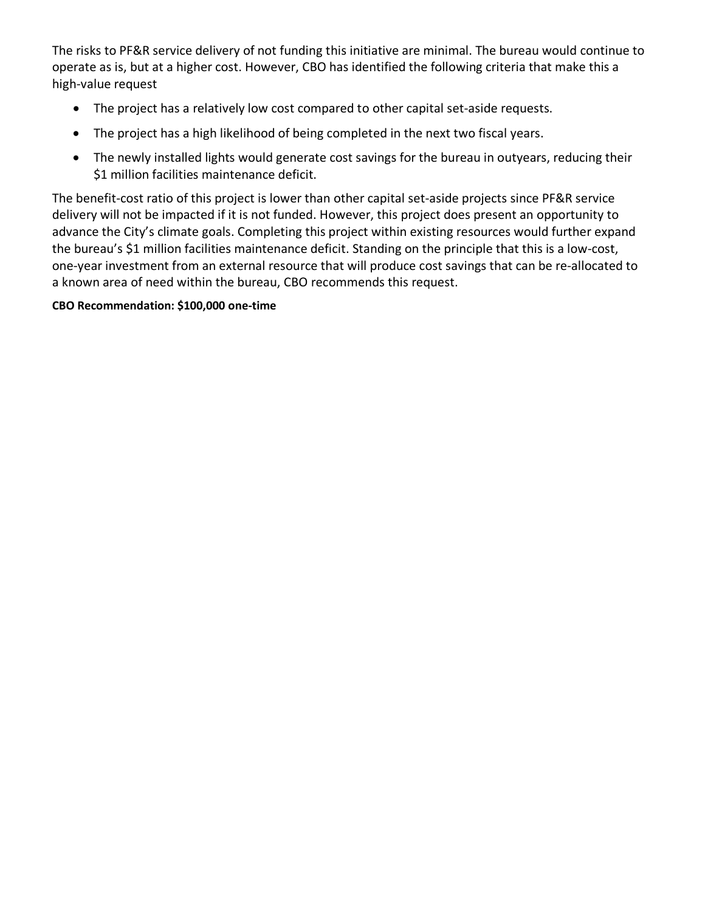The risks to PF&R service delivery of not funding this initiative are minimal. The bureau would continue to operate as is, but at a higher cost. However, CBO has identified the following criteria that make this a high-value request

- The project has a relatively low cost compared to other capital set-aside requests.
- The project has a high likelihood of being completed in the next two fiscal years.
- The newly installed lights would generate cost savings for the bureau in outyears, reducing their $1 million facilities maintenance deficit.

The benefit-cost ratio of this project is lower than other capital set-aside projects since PF&R service delivery will not be impacted if it is not funded. However, this project does present an opportunity to advance the City's climate goals. Completing this project within existing resources would further expand the bureau's $1 million facilities maintenance deficit. Standing on the principle that this is a low-cost, one-year investment from an external resource that will produce cost savings that can be re-allocated to a known area of need within the bureau, CBO recommends this request.

**CBO Recommendation: $100,000 one-time**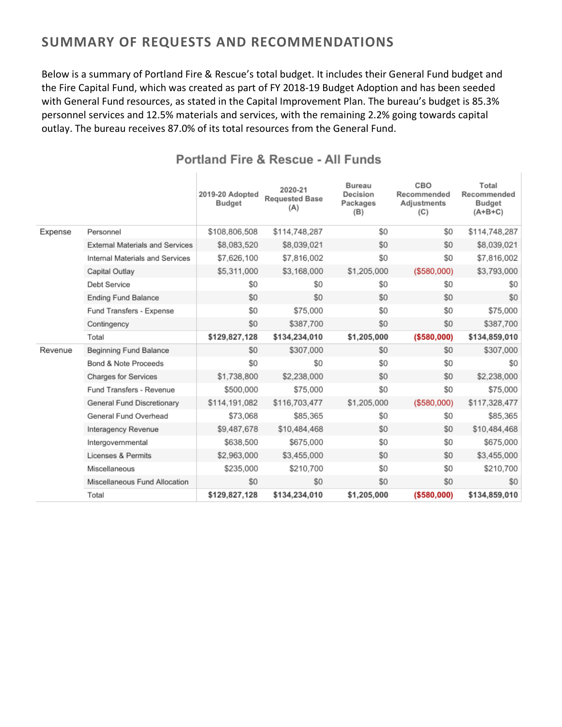## SUMMARY OF REQUESTS AND RECOMMENDATIONS

Below is a summary of Portland Fire & Rescue's total budget. It includes their General Fund budget and the Fire Capital Fund, which was created as part of FY 2018-19 Budget Adoption and has been seeded with General Fund resources, as stated in the Capital Improvement Plan. The bureau's budget is 85.3% personnel services and 12.5% materials and services, with the remaining 2.2% going towards capital outlay. The bureau receives 87.0% of its total resources from the General Fund.

### Portland Fire & Rescue - All Funds

| | | 2019-20 Adopted Budget | 2020-21 Requested Base (A) | Bureau Decision Packages (B) | CBO Recommended Adjustments (C) | Total Recommended Budget (A+B+C) |
|---|---|---|---|---|---|---|
| Expense | Personnel | $108,806,508 | $114,748,287 | $0 | $0 | $114,748,287 |
| | External Materials and Services | $8,083,520 | $8,039,021 | $0 | $0 | $8,039,021 |
| | Internal Materials and Services | $7,626,100 | $7,816,002 | $0 | $0 | $7,816,002 |
| | Capital Outlay | $5,311,000 | $3,168,000 | $1,205,000 | ($580,000) | $3,793,000 |
| | Debt Service | $0 | $0 | $0 | $0 | $0 |
| | Ending Fund Balance | $0 | $0 | $0 | $0 | $0 |
| | Fund Transfers - Expense | $0 | $75,000 | $0 | $0 | $75,000 |
| | Contingency | $0 | $387,700 | $0 | $0 | $387,700 |
| | Total | **$129,827,128** | **$134,234,010** | **$1,205,000** | **($580,000)** | **$134,859,010** |
| Revenue | Beginning Fund Balance | $0 | $307,000 | $0 | $0 | $307,000 |
| | Bond & Note Proceeds | $0 | $0 | $0 | $0 | $0 |
| | Charges for Services | $1,738,800 | $2,238,000 | $0 | $0 | $2,238,000 |
| | Fund Transfers - Revenue | $500,000 | $75,000 | $0 | $0 | $75,000 |
| | General Fund Discretionary | $114,191,082 | $116,703,477 | $1,205,000 | ($580,000) | $117,328,477 |
| | General Fund Overhead | $73,068 | $85,365 | $0 | $0 | $85,365 |
| | Interagency Revenue | $9,487,678 | $10,484,468 | $0 | $0 | $10,484,468 |
| | Intergovernmental | $638,500 | $675,000 | $0 | $0 | $675,000 |
| | Licenses & Permits | $2,963,000 | $3,455,000 | $0 | $0 | $3,455,000 |
| | Miscellaneous | $235,000 | $210,700 | $0 | $0 | $210,700 |
| | Miscellaneous Fund Allocation | $0 | $0 | $0 | $0 | $0 |
| | Total | **$129,827,128** | **$134,234,010** | **$1,205,000** | **($580,000)** | **$134,859,010** |